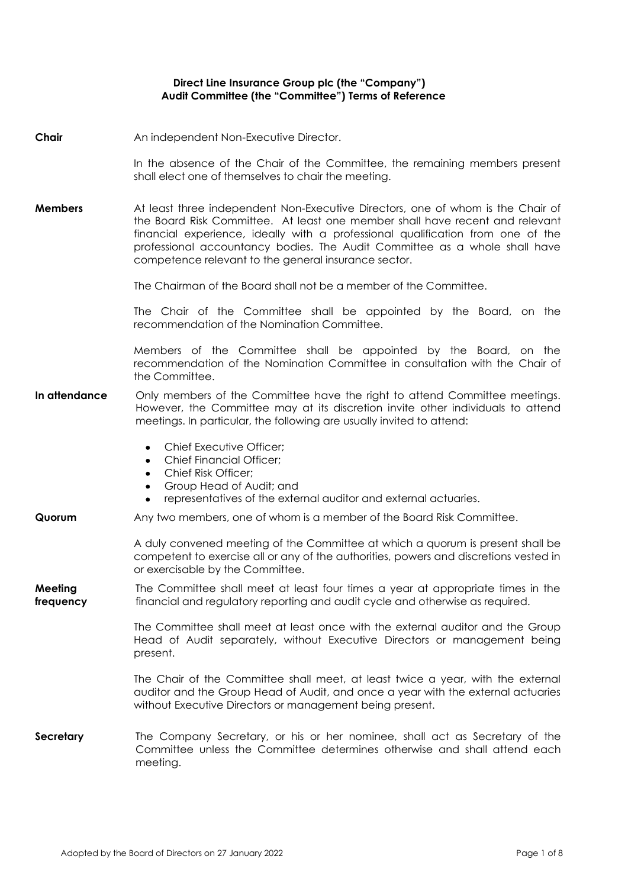# Direct Line Insurance Group plc (the "Company") Audit Committee (the "Committee") Terms of Reference

**Chair**

An independent Non-Executive Director.

In the absence of the Chair of the Committee, the remaining members present shall elect one of themselves to chair the meeting.

**Members**

At least three independent Non-Executive Directors, one of whom is the Chair of the Board Risk Committee. At least one member shall have recent and relevant financial experience, ideally with a professional qualification from one of the professional accountancy bodies. The Audit Committee as a whole shall have competence relevant to the general insurance sector.

The Chairman of the Board shall not be a member of the Committee.

The Chair of the Committee shall be appointed by the Board, on the recommendation of the Nomination Committee.

Members of the Committee shall be appointed by the Board, on the recommendation of the Nomination Committee in consultation with the Chair of the Committee.

**In attendance**

Only members of the Committee have the right to attend Committee meetings. However, the Committee may at its discretion invite other individuals to attend meetings. In particular, the following are usually invited to attend:

- Chief Executive Officer;
- Chief Financial Officer;
- Chief Risk Officer;
- Group Head of Audit; and
- representatives of the external auditor and external actuaries.

**Quorum**

Any two members, one of whom is a member of the Board Risk Committee.

A duly convened meeting of the Committee at which a quorum is present shall be competent to exercise all or any of the authorities, powers and discretions vested in or exercisable by the Committee.

**Meeting frequency**

The Committee shall meet at least four times a year at appropriate times in the financial and regulatory reporting and audit cycle and otherwise as required.

The Committee shall meet at least once with the external auditor and the Group Head of Audit separately, without Executive Directors or management being present.

The Chair of the Committee shall meet, at least twice a year, with the external auditor and the Group Head of Audit, and once a year with the external actuaries without Executive Directors or management being present.

**Secretary**

The Company Secretary, or his or her nominee, shall act as Secretary of the Committee unless the Committee determines otherwise and shall attend each meeting.

Adopted by the Board of Directors on 27 January 2022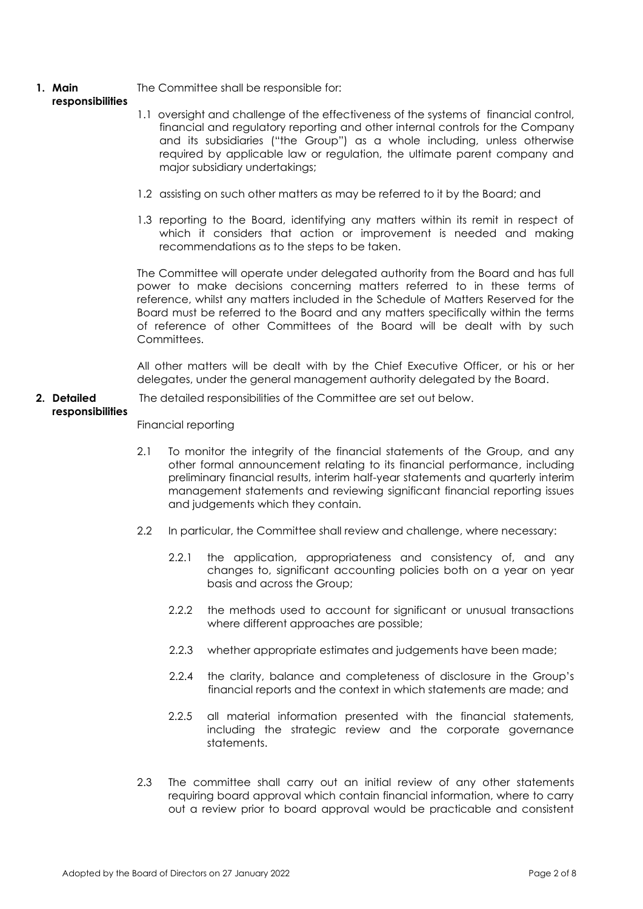**1. Main responsibilities**

The Committee shall be responsible for:

1.1 oversight and challenge of the effectiveness of the systems of financial control, financial and regulatory reporting and other internal controls for the Company and its subsidiaries ("the Group") as a whole including, unless otherwise required by applicable law or regulation, the ultimate parent company and major subsidiary undertakings;

1.2 assisting on such other matters as may be referred to it by the Board; and

1.3 reporting to the Board, identifying any matters within its remit in respect of which it considers that action or improvement is needed and making recommendations as to the steps to be taken.

The Committee will operate under delegated authority from the Board and has full power to make decisions concerning matters referred to in these terms of reference, whilst any matters included in the Schedule of Matters Reserved for the Board must be referred to the Board and any matters specifically within the terms of reference of other Committees of the Board will be dealt with by such Committees.

All other matters will be dealt with by the Chief Executive Officer, or his or her delegates, under the general management authority delegated by the Board.

**2. Detailed responsibilities**

The detailed responsibilities of the Committee are set out below.

Financial reporting

2.1 To monitor the integrity of the financial statements of the Group, and any other formal announcement relating to its financial performance, including preliminary financial results, interim half-year statements and quarterly interim management statements and reviewing significant financial reporting issues and judgements which they contain.

2.2 In particular, the Committee shall review and challenge, where necessary:

2.2.1 the application, appropriateness and consistency of, and any changes to, significant accounting policies both on a year on year basis and across the Group;

2.2.2 the methods used to account for significant or unusual transactions where different approaches are possible;

2.2.3 whether appropriate estimates and judgements have been made;

2.2.4 the clarity, balance and completeness of disclosure in the Group's financial reports and the context in which statements are made; and

2.2.5 all material information presented with the financial statements, including the strategic review and the corporate governance statements.

2.3 The committee shall carry out an initial review of any other statements requiring board approval which contain financial information, where to carry out a review prior to board approval would be practicable and consistent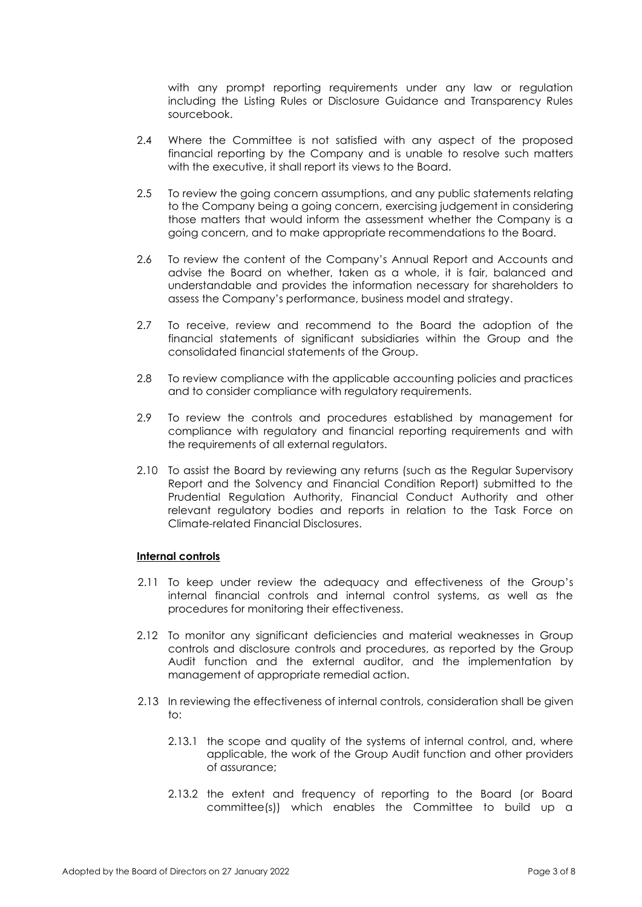with any prompt reporting requirements under any law or regulation including the Listing Rules or Disclosure Guidance and Transparency Rules sourcebook.

2.4 Where the Committee is not satisfied with any aspect of the proposed financial reporting by the Company and is unable to resolve such matters with the executive, it shall report its views to the Board.

2.5 To review the going concern assumptions, and any public statements relating to the Company being a going concern, exercising judgement in considering those matters that would inform the assessment whether the Company is a going concern, and to make appropriate recommendations to the Board.

2.6 To review the content of the Company's Annual Report and Accounts and advise the Board on whether, taken as a whole, it is fair, balanced and understandable and provides the information necessary for shareholders to assess the Company's performance, business model and strategy.

2.7 To receive, review and recommend to the Board the adoption of the financial statements of significant subsidiaries within the Group and the consolidated financial statements of the Group.

2.8 To review compliance with the applicable accounting policies and practices and to consider compliance with regulatory requirements.

2.9 To review the controls and procedures established by management for compliance with regulatory and financial reporting requirements and with the requirements of all external regulators.

2.10 To assist the Board by reviewing any returns (such as the Regular Supervisory Report and the Solvency and Financial Condition Report) submitted to the Prudential Regulation Authority, Financial Conduct Authority and other relevant regulatory bodies and reports in relation to the Task Force on Climate-related Financial Disclosures.

**Internal controls**

2.11 To keep under review the adequacy and effectiveness of the Group's internal financial controls and internal control systems, as well as the procedures for monitoring their effectiveness.

2.12 To monitor any significant deficiencies and material weaknesses in Group controls and disclosure controls and procedures, as reported by the Group Audit function and the external auditor, and the implementation by management of appropriate remedial action.

2.13 In reviewing the effectiveness of internal controls, consideration shall be given to:

2.13.1 the scope and quality of the systems of internal control, and, where applicable, the work of the Group Audit function and other providers of assurance;

2.13.2 the extent and frequency of reporting to the Board (or Board committee(s)) which enables the Committee to build up a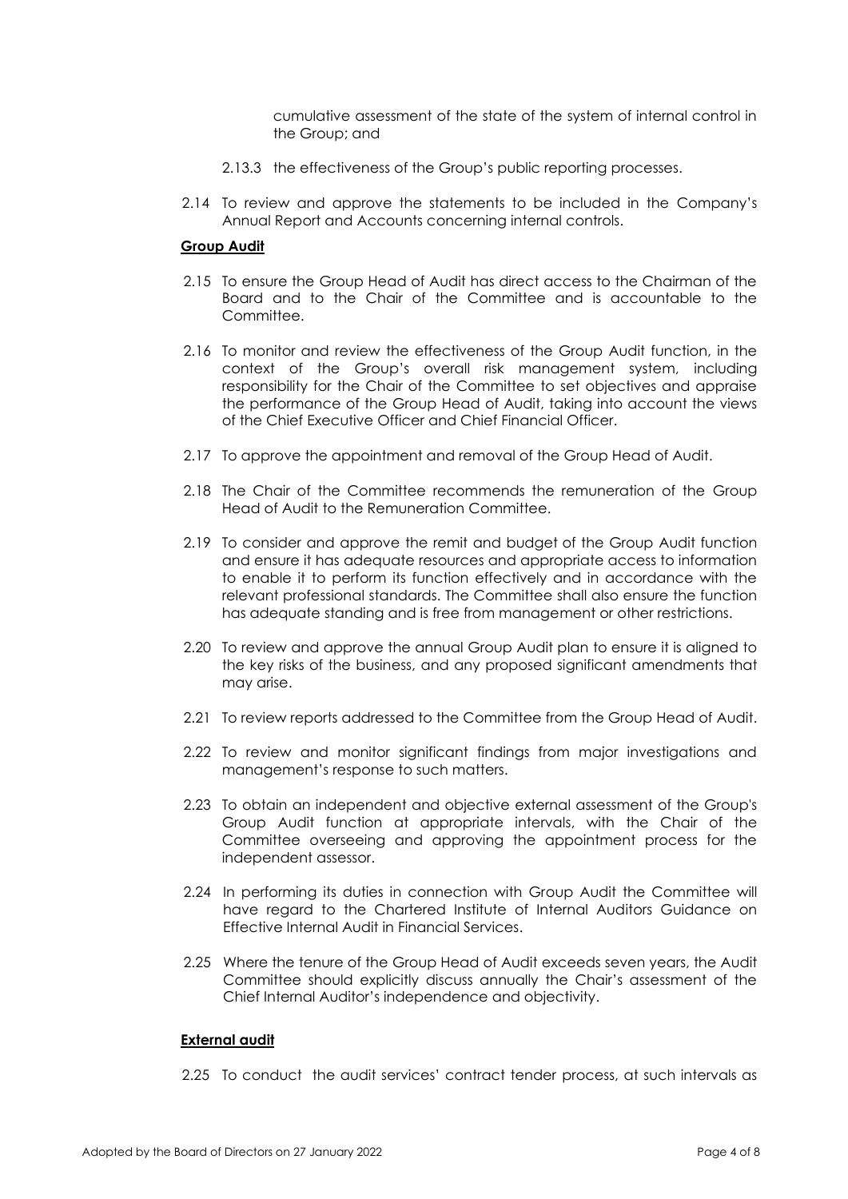cumulative assessment of the state of the system of internal control in the Group; and

2.13.3 the effectiveness of the Group's public reporting processes.

2.14 To review and approve the statements to be included in the Company's Annual Report and Accounts concerning internal controls.

**Group Audit**

2.15 To ensure the Group Head of Audit has direct access to the Chairman of the Board and to the Chair of the Committee and is accountable to the Committee.

2.16 To monitor and review the effectiveness of the Group Audit function, in the context of the Group's overall risk management system, including responsibility for the Chair of the Committee to set objectives and appraise the performance of the Group Head of Audit, taking into account the views of the Chief Executive Officer and Chief Financial Officer.

2.17 To approve the appointment and removal of the Group Head of Audit.

2.18 The Chair of the Committee recommends the remuneration of the Group Head of Audit to the Remuneration Committee.

2.19 To consider and approve the remit and budget of the Group Audit function and ensure it has adequate resources and appropriate access to information to enable it to perform its function effectively and in accordance with the relevant professional standards. The Committee shall also ensure the function has adequate standing and is free from management or other restrictions.

2.20 To review and approve the annual Group Audit plan to ensure it is aligned to the key risks of the business, and any proposed significant amendments that may arise.

2.21 To review reports addressed to the Committee from the Group Head of Audit.

2.22 To review and monitor significant findings from major investigations and management's response to such matters.

2.23 To obtain an independent and objective external assessment of the Group's Group Audit function at appropriate intervals, with the Chair of the Committee overseeing and approving the appointment process for the independent assessor.

2.24 In performing its duties in connection with Group Audit the Committee will have regard to the Chartered Institute of Internal Auditors Guidance on Effective Internal Audit in Financial Services.

2.25 Where the tenure of the Group Head of Audit exceeds seven years, the Audit Committee should explicitly discuss annually the Chair's assessment of the Chief Internal Auditor's independence and objectivity.

**External audit**

2.25 To conduct the audit services' contract tender process, at such intervals as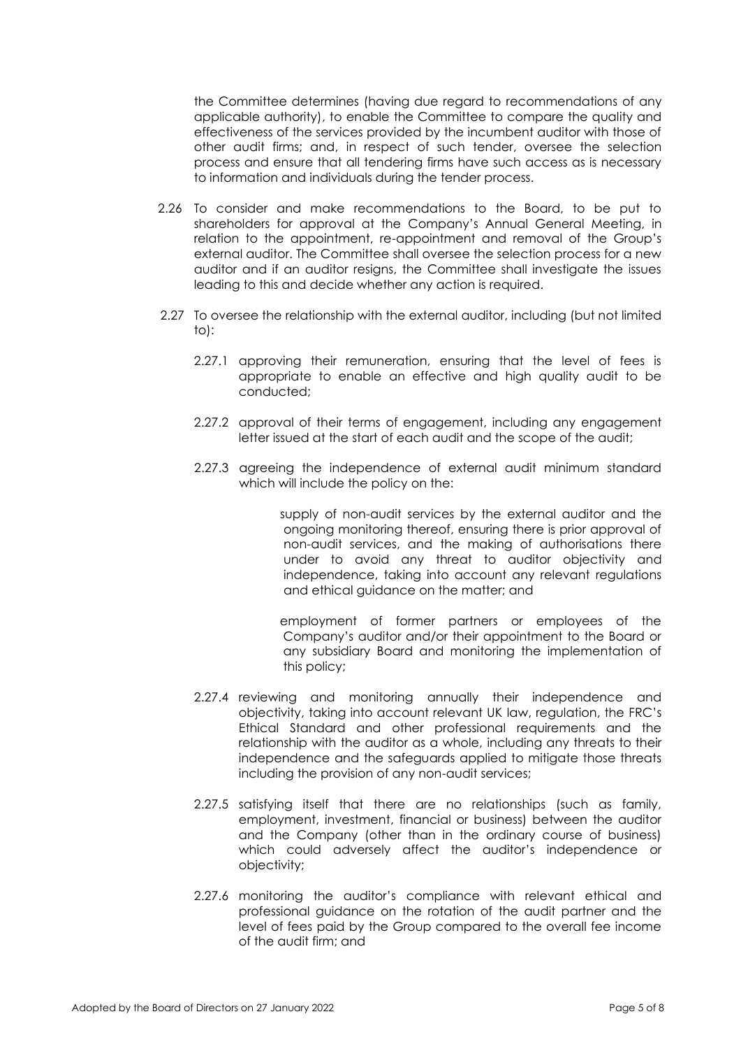the Committee determines (having due regard to recommendations of any applicable authority), to enable the Committee to compare the quality and effectiveness of the services provided by the incumbent auditor with those of other audit firms; and, in respect of such tender, oversee the selection process and ensure that all tendering firms have such access as is necessary to information and individuals during the tender process.

2.26 To consider and make recommendations to the Board, to be put to shareholders for approval at the Company's Annual General Meeting, in relation to the appointment, re-appointment and removal of the Group's external auditor. The Committee shall oversee the selection process for a new auditor and if an auditor resigns, the Committee shall investigate the issues leading to this and decide whether any action is required.

2.27 To oversee the relationship with the external auditor, including (but not limited to):

2.27.1 approving their remuneration, ensuring that the level of fees is appropriate to enable an effective and high quality audit to be conducted;

2.27.2 approval of their terms of engagement, including any engagement letter issued at the start of each audit and the scope of the audit;

2.27.3 agreeing the independence of external audit minimum standard which will include the policy on the:

supply of non-audit services by the external auditor and the ongoing monitoring thereof, ensuring there is prior approval of non-audit services, and the making of authorisations there under to avoid any threat to auditor objectivity and independence, taking into account any relevant regulations and ethical guidance on the matter; and

employment of former partners or employees of the Company's auditor and/or their appointment to the Board or any subsidiary Board and monitoring the implementation of this policy;

2.27.4 reviewing and monitoring annually their independence and objectivity, taking into account relevant UK law, regulation, the FRC's Ethical Standard and other professional requirements and the relationship with the auditor as a whole, including any threats to their independence and the safeguards applied to mitigate those threats including the provision of any non-audit services;

2.27.5 satisfying itself that there are no relationships (such as family, employment, investment, financial or business) between the auditor and the Company (other than in the ordinary course of business) which could adversely affect the auditor's independence or objectivity;

2.27.6 monitoring the auditor's compliance with relevant ethical and professional guidance on the rotation of the audit partner and the level of fees paid by the Group compared to the overall fee income of the audit firm; and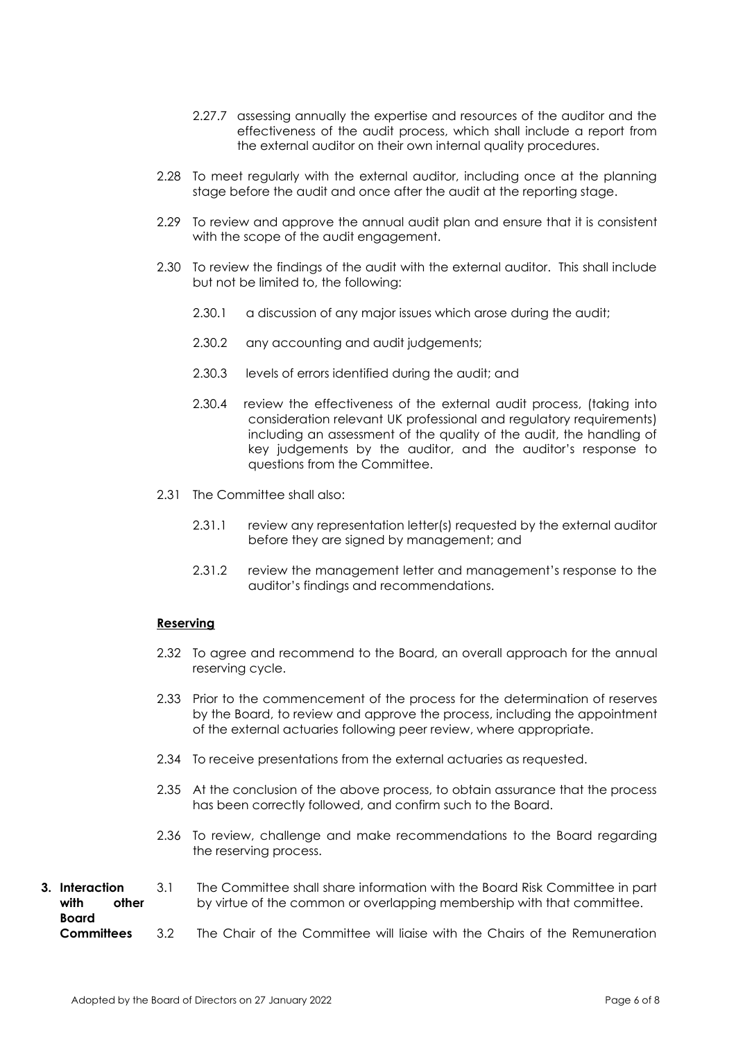2.27.7 assessing annually the expertise and resources of the auditor and the effectiveness of the audit process, which shall include a report from the external auditor on their own internal quality procedures.

2.28 To meet regularly with the external auditor, including once at the planning stage before the audit and once after the audit at the reporting stage.

2.29 To review and approve the annual audit plan and ensure that it is consistent with the scope of the audit engagement.

2.30 To review the findings of the audit with the external auditor. This shall include but not be limited to, the following:

2.30.1 a discussion of any major issues which arose during the audit;

2.30.2 any accounting and audit judgements;

2.30.3 levels of errors identified during the audit; and

2.30.4 review the effectiveness of the external audit process, (taking into consideration relevant UK professional and regulatory requirements) including an assessment of the quality of the audit, the handling of key judgements by the auditor, and the auditor's response to questions from the Committee.

2.31 The Committee shall also:

2.31.1 review any representation letter(s) requested by the external auditor before they are signed by management; and

2.31.2 review the management letter and management's response to the auditor's findings and recommendations.

**Reserving**

2.32 To agree and recommend to the Board, an overall approach for the annual reserving cycle.

2.33 Prior to the commencement of the process for the determination of reserves by the Board, to review and approve the process, including the appointment of the external actuaries following peer review, where appropriate.

2.34 To receive presentations from the external actuaries as requested.

2.35 At the conclusion of the above process, to obtain assurance that the process has been correctly followed, and confirm such to the Board.

2.36 To review, challenge and make recommendations to the Board regarding the reserving process.

**3. Interaction with other Board Committees**

3.1 The Committee shall share information with the Board Risk Committee in part by virtue of the common or overlapping membership with that committee.

3.2 The Chair of the Committee will liaise with the Chairs of the Remuneration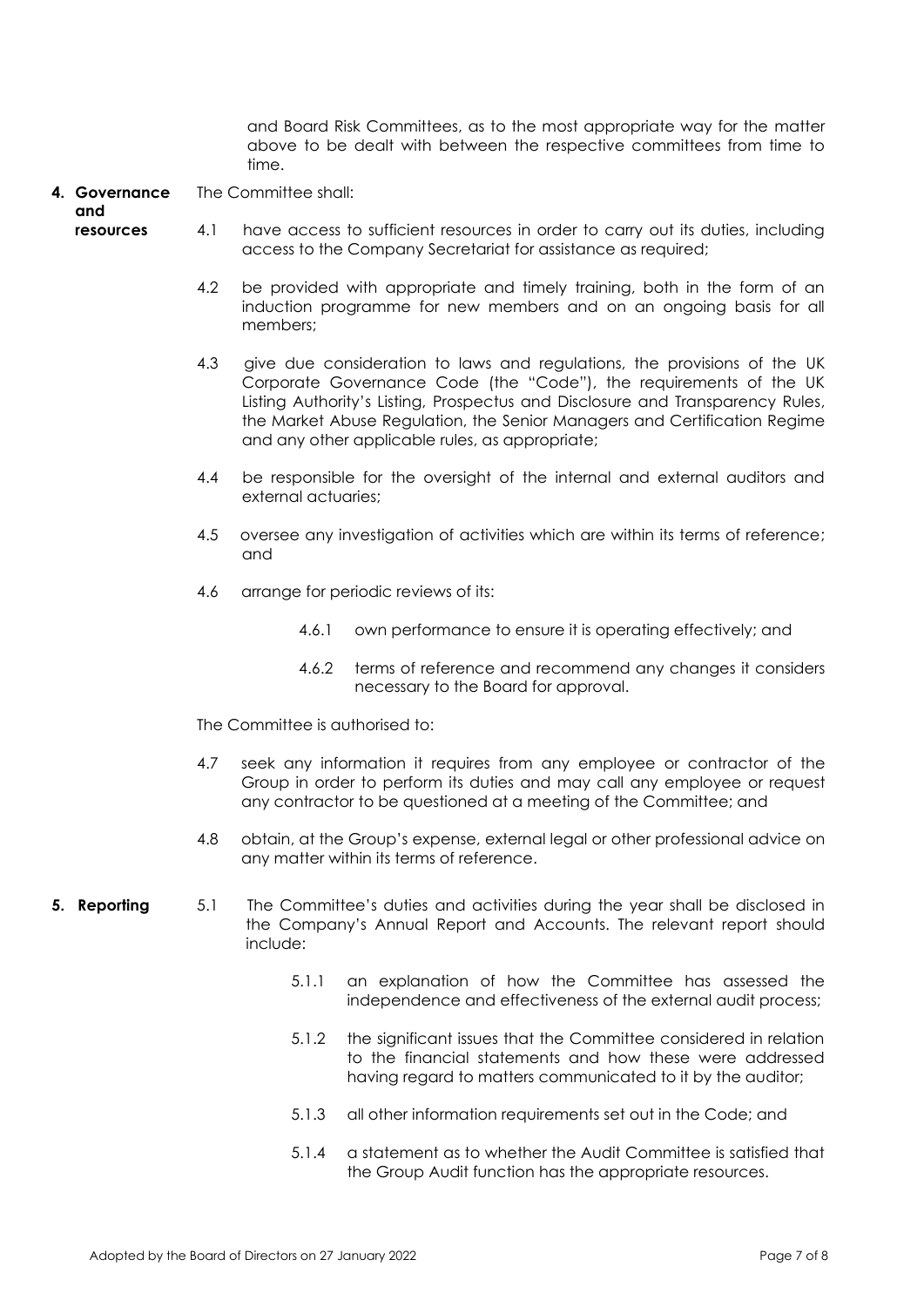and Board Risk Committees, as to the most appropriate way for the matter above to be dealt with between the respective committees from time to time.

**4. Governance and resources**

The Committee shall:

4.1 have access to sufficient resources in order to carry out its duties, including access to the Company Secretariat for assistance as required;

4.2 be provided with appropriate and timely training, both in the form of an induction programme for new members and on an ongoing basis for all members;

4.3 give due consideration to laws and regulations, the provisions of the UK Corporate Governance Code (the "Code"), the requirements of the UK Listing Authority's Listing, Prospectus and Disclosure and Transparency Rules, the Market Abuse Regulation, the Senior Managers and Certification Regime and any other applicable rules, as appropriate;

4.4 be responsible for the oversight of the internal and external auditors and external actuaries;

4.5 oversee any investigation of activities which are within its terms of reference; and

4.6 arrange for periodic reviews of its:

4.6.1 own performance to ensure it is operating effectively; and

4.6.2 terms of reference and recommend any changes it considers necessary to the Board for approval.

The Committee is authorised to:

4.7 seek any information it requires from any employee or contractor of the Group in order to perform its duties and may call any employee or request any contractor to be questioned at a meeting of the Committee; and

4.8 obtain, at the Group's expense, external legal or other professional advice on any matter within its terms of reference.

**5. Reporting**

5.1 The Committee's duties and activities during the year shall be disclosed in the Company's Annual Report and Accounts. The relevant report should include:

5.1.1 an explanation of how the Committee has assessed the independence and effectiveness of the external audit process;

5.1.2 the significant issues that the Committee considered in relation to the financial statements and how these were addressed having regard to matters communicated to it by the auditor;

5.1.3 all other information requirements set out in the Code; and

5.1.4 a statement as to whether the Audit Committee is satisfied that the Group Audit function has the appropriate resources.

Adopted by the Board of Directors on 27 January 2022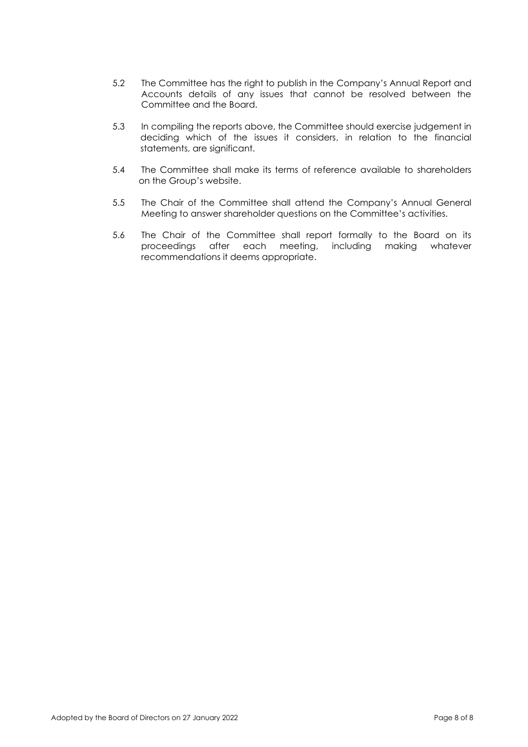5.2 The Committee has the right to publish in the Company's Annual Report and Accounts details of any issues that cannot be resolved between the Committee and the Board.

5.3 In compiling the reports above, the Committee should exercise judgement in deciding which of the issues it considers, in relation to the financial statements, are significant.

5.4 The Committee shall make its terms of reference available to shareholders on the Group's website.

5.5 The Chair of the Committee shall attend the Company's Annual General Meeting to answer shareholder questions on the Committee's activities.

5.6 The Chair of the Committee shall report formally to the Board on its proceedings after each meeting, including making whatever recommendations it deems appropriate.